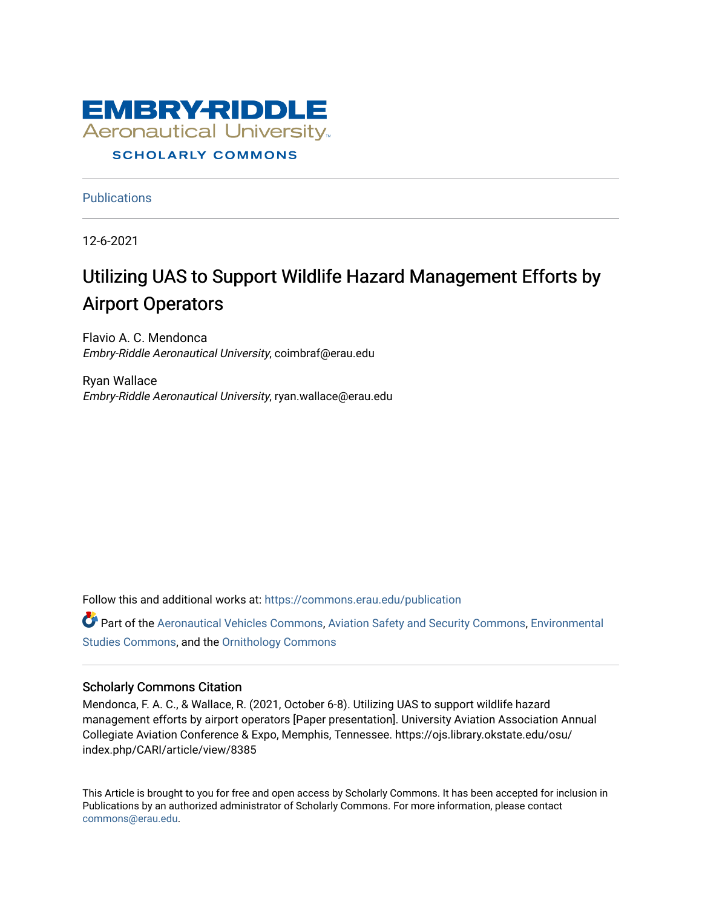Embry-Riddle Aeronautical University

SCHOLARLY COMMONS

Publications

12-6-2021

# Utilizing UAS to Support Wildlife Hazard Management Efforts by Airport Operators

Flavio A. C. Mendonca
*Embry-Riddle Aeronautical University*, coimbraf@erau.edu

Ryan Wallace
*Embry-Riddle Aeronautical University*, ryan.wallace@erau.edu

Follow this and additional works at: https://commons.erau.edu/publication

Part of the Aeronautical Vehicles Commons, Aviation Safety and Security Commons, Environmental Studies Commons, and the Ornithology Commons

## Scholarly Commons Citation

Mendonca, F. A. C., & Wallace, R. (2021, October 6-8). Utilizing UAS to support wildlife hazard management efforts by airport operators [Paper presentation]. University Aviation Association Annual Collegiate Aviation Conference & Expo, Memphis, Tennessee. https://ojs.library.okstate.edu/osu/index.php/CARI/article/view/8385

This Article is brought to you for free and open access by Scholarly Commons. It has been accepted for inclusion in Publications by an authorized administrator of Scholarly Commons. For more information, please contact commons@erau.edu.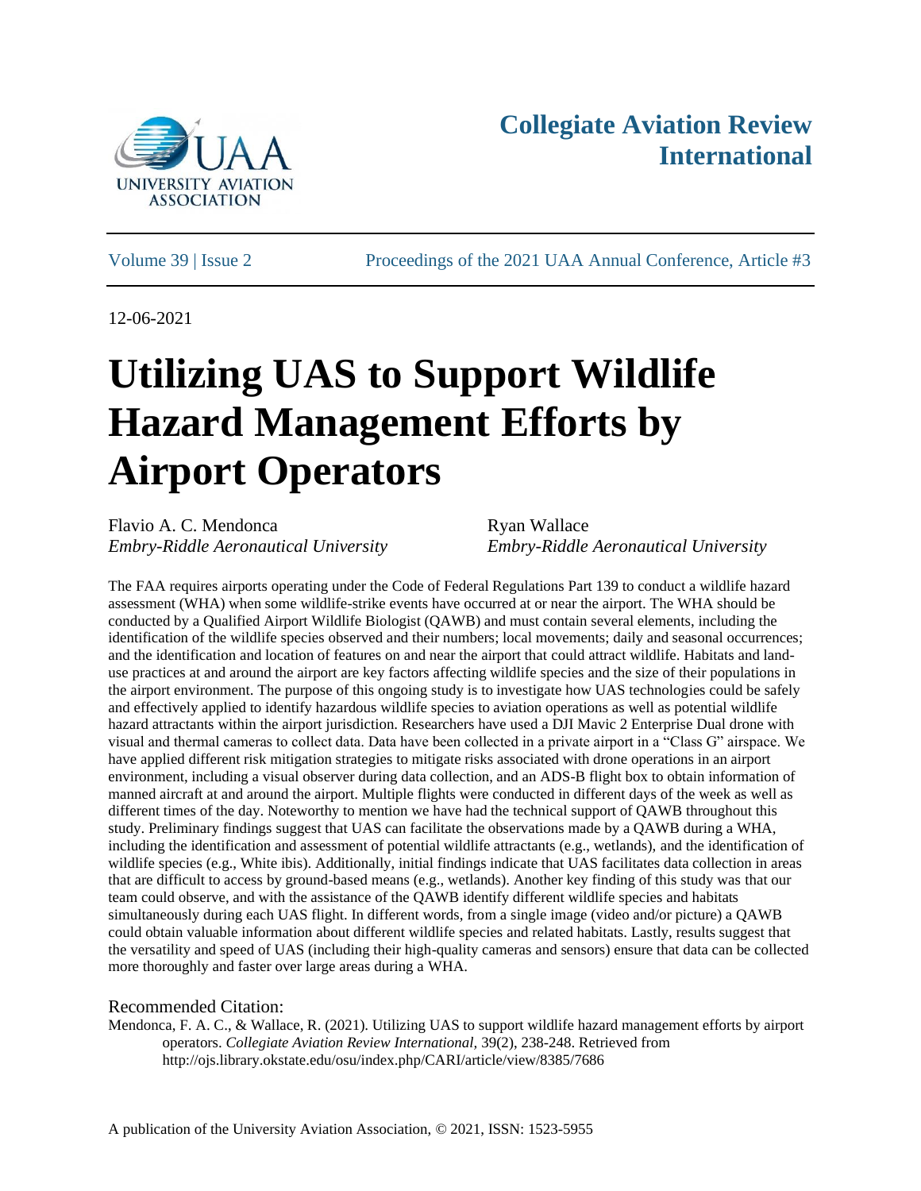**Collegiate Aviation Review International**

Volume 39 | Issue 2 Proceedings of the 2021 UAA Annual Conference, Article #3

12-06-2021

# Utilizing UAS to Support Wildlife Hazard Management Efforts by Airport Operators

Flavio A. C. Mendonca
*Embry-Riddle Aeronautical University*

Ryan Wallace
*Embry-Riddle Aeronautical University*

The FAA requires airports operating under the Code of Federal Regulations Part 139 to conduct a wildlife hazard assessment (WHA) when some wildlife-strike events have occurred at or near the airport. The WHA should be conducted by a Qualified Airport Wildlife Biologist (QAWB) and must contain several elements, including the identification of the wildlife species observed and their numbers; local movements; daily and seasonal occurrences; and the identification and location of features on and near the airport that could attract wildlife. Habitats and land-use practices at and around the airport are key factors affecting wildlife species and the size of their populations in the airport environment. The purpose of this ongoing study is to investigate how UAS technologies could be safely and effectively applied to identify hazardous wildlife species to aviation operations as well as potential wildlife hazard attractants within the airport jurisdiction. Researchers have used a DJI Mavic 2 Enterprise Dual drone with visual and thermal cameras to collect data. Data have been collected in a private airport in a "Class G" airspace. We have applied different risk mitigation strategies to mitigate risks associated with drone operations in an airport environment, including a visual observer during data collection, and an ADS-B flight box to obtain information of manned aircraft at and around the airport. Multiple flights were conducted in different days of the week as well as different times of the day. Noteworthy to mention we have had the technical support of QAWB throughout this study. Preliminary findings suggest that UAS can facilitate the observations made by a QAWB during a WHA, including the identification and assessment of potential wildlife attractants (e.g., wetlands), and the identification of wildlife species (e.g., White ibis). Additionally, initial findings indicate that UAS facilitates data collection in areas that are difficult to access by ground-based means (e.g., wetlands). Another key finding of this study was that our team could observe, and with the assistance of the QAWB identify different wildlife species and habitats simultaneously during each UAS flight. In different words, from a single image (video and/or picture) a QAWB could obtain valuable information about different wildlife species and related habitats. Lastly, results suggest that the versatility and speed of UAS (including their high-quality cameras and sensors) ensure that data can be collected more thoroughly and faster over large areas during a WHA.

Recommended Citation:

Mendonca, F. A. C., & Wallace, R. (2021). Utilizing UAS to support wildlife hazard management efforts by airport operators. *Collegiate Aviation Review International,* 39(2), 238-248. Retrieved from http://ojs.library.okstate.edu/osu/index.php/CARI/article/view/8385/7686

A publication of the University Aviation Association, © 2021, ISSN: 1523-5955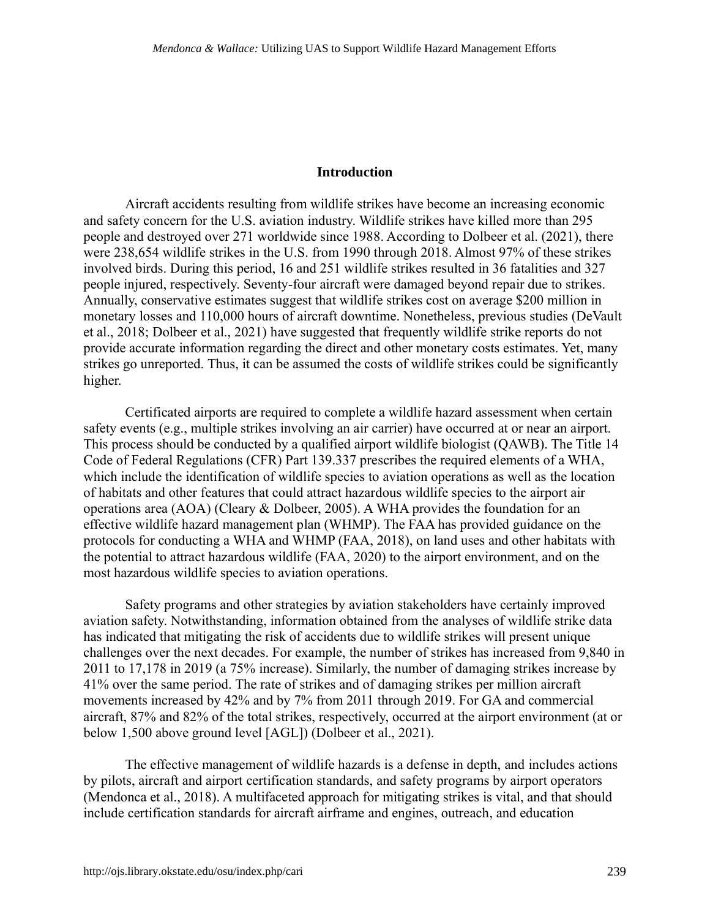## Introduction

Aircraft accidents resulting from wildlife strikes have become an increasing economic and safety concern for the U.S. aviation industry. Wildlife strikes have killed more than 295 people and destroyed over 271 worldwide since 1988. According to Dolbeer et al. (2021), there were 238,654 wildlife strikes in the U.S. from 1990 through 2018. Almost 97% of these strikes involved birds. During this period, 16 and 251 wildlife strikes resulted in 36 fatalities and 327 people injured, respectively. Seventy-four aircraft were damaged beyond repair due to strikes. Annually, conservative estimates suggest that wildlife strikes cost on average $200 million in monetary losses and 110,000 hours of aircraft downtime. Nonetheless, previous studies (DeVault et al., 2018; Dolbeer et al., 2021) have suggested that frequently wildlife strike reports do not provide accurate information regarding the direct and other monetary costs estimates. Yet, many strikes go unreported. Thus, it can be assumed the costs of wildlife strikes could be significantly higher.

Certificated airports are required to complete a wildlife hazard assessment when certain safety events (e.g., multiple strikes involving an air carrier) have occurred at or near an airport. This process should be conducted by a qualified airport wildlife biologist (QAWB). The Title 14 Code of Federal Regulations (CFR) Part 139.337 prescribes the required elements of a WHA, which include the identification of wildlife species to aviation operations as well as the location of habitats and other features that could attract hazardous wildlife species to the airport air operations area (AOA) (Cleary & Dolbeer, 2005). A WHA provides the foundation for an effective wildlife hazard management plan (WHMP). The FAA has provided guidance on the protocols for conducting a WHA and WHMP (FAA, 2018), on land uses and other habitats with the potential to attract hazardous wildlife (FAA, 2020) to the airport environment, and on the most hazardous wildlife species to aviation operations.

Safety programs and other strategies by aviation stakeholders have certainly improved aviation safety. Notwithstanding, information obtained from the analyses of wildlife strike data has indicated that mitigating the risk of accidents due to wildlife strikes will present unique challenges over the next decades. For example, the number of strikes has increased from 9,840 in 2011 to 17,178 in 2019 (a 75% increase). Similarly, the number of damaging strikes increase by 41% over the same period. The rate of strikes and of damaging strikes per million aircraft movements increased by 42% and by 7% from 2011 through 2019. For GA and commercial aircraft, 87% and 82% of the total strikes, respectively, occurred at the airport environment (at or below 1,500 above ground level [AGL]) (Dolbeer et al., 2021).

The effective management of wildlife hazards is a defense in depth, and includes actions by pilots, aircraft and airport certification standards, and safety programs by airport operators (Mendonca et al., 2018). A multifaceted approach for mitigating strikes is vital, and that should include certification standards for aircraft airframe and engines, outreach, and education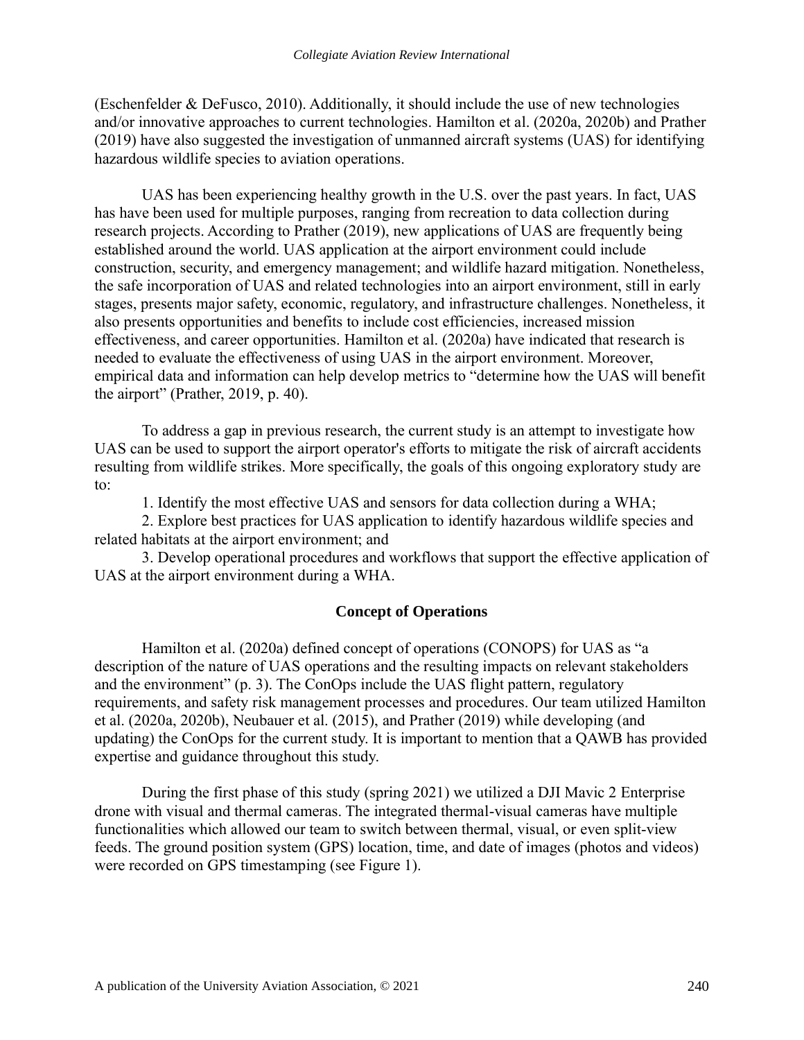(Eschenfelder & DeFusco, 2010). Additionally, it should include the use of new technologies and/or innovative approaches to current technologies. Hamilton et al. (2020a, 2020b) and Prather (2019) have also suggested the investigation of unmanned aircraft systems (UAS) for identifying hazardous wildlife species to aviation operations.

UAS has been experiencing healthy growth in the U.S. over the past years. In fact, UAS has have been used for multiple purposes, ranging from recreation to data collection during research projects. According to Prather (2019), new applications of UAS are frequently being established around the world. UAS application at the airport environment could include construction, security, and emergency management; and wildlife hazard mitigation. Nonetheless, the safe incorporation of UAS and related technologies into an airport environment, still in early stages, presents major safety, economic, regulatory, and infrastructure challenges. Nonetheless, it also presents opportunities and benefits to include cost efficiencies, increased mission effectiveness, and career opportunities. Hamilton et al. (2020a) have indicated that research is needed to evaluate the effectiveness of using UAS in the airport environment. Moreover, empirical data and information can help develop metrics to "determine how the UAS will benefit the airport" (Prather, 2019, p. 40).

To address a gap in previous research, the current study is an attempt to investigate how UAS can be used to support the airport operator's efforts to mitigate the risk of aircraft accidents resulting from wildlife strikes. More specifically, the goals of this ongoing exploratory study are to:

1. Identify the most effective UAS and sensors for data collection during a WHA;
2. Explore best practices for UAS application to identify hazardous wildlife species and related habitats at the airport environment; and
3. Develop operational procedures and workflows that support the effective application of UAS at the airport environment during a WHA.

## Concept of Operations

Hamilton et al. (2020a) defined concept of operations (CONOPS) for UAS as "a description of the nature of UAS operations and the resulting impacts on relevant stakeholders and the environment" (p. 3). The ConOps include the UAS flight pattern, regulatory requirements, and safety risk management processes and procedures. Our team utilized Hamilton et al. (2020a, 2020b), Neubauer et al. (2015), and Prather (2019) while developing (and updating) the ConOps for the current study. It is important to mention that a QAWB has provided expertise and guidance throughout this study.

During the first phase of this study (spring 2021) we utilized a DJI Mavic 2 Enterprise drone with visual and thermal cameras. The integrated thermal-visual cameras have multiple functionalities which allowed our team to switch between thermal, visual, or even split-view feeds. The ground position system (GPS) location, time, and date of images (photos and videos) were recorded on GPS timestamping (see Figure 1).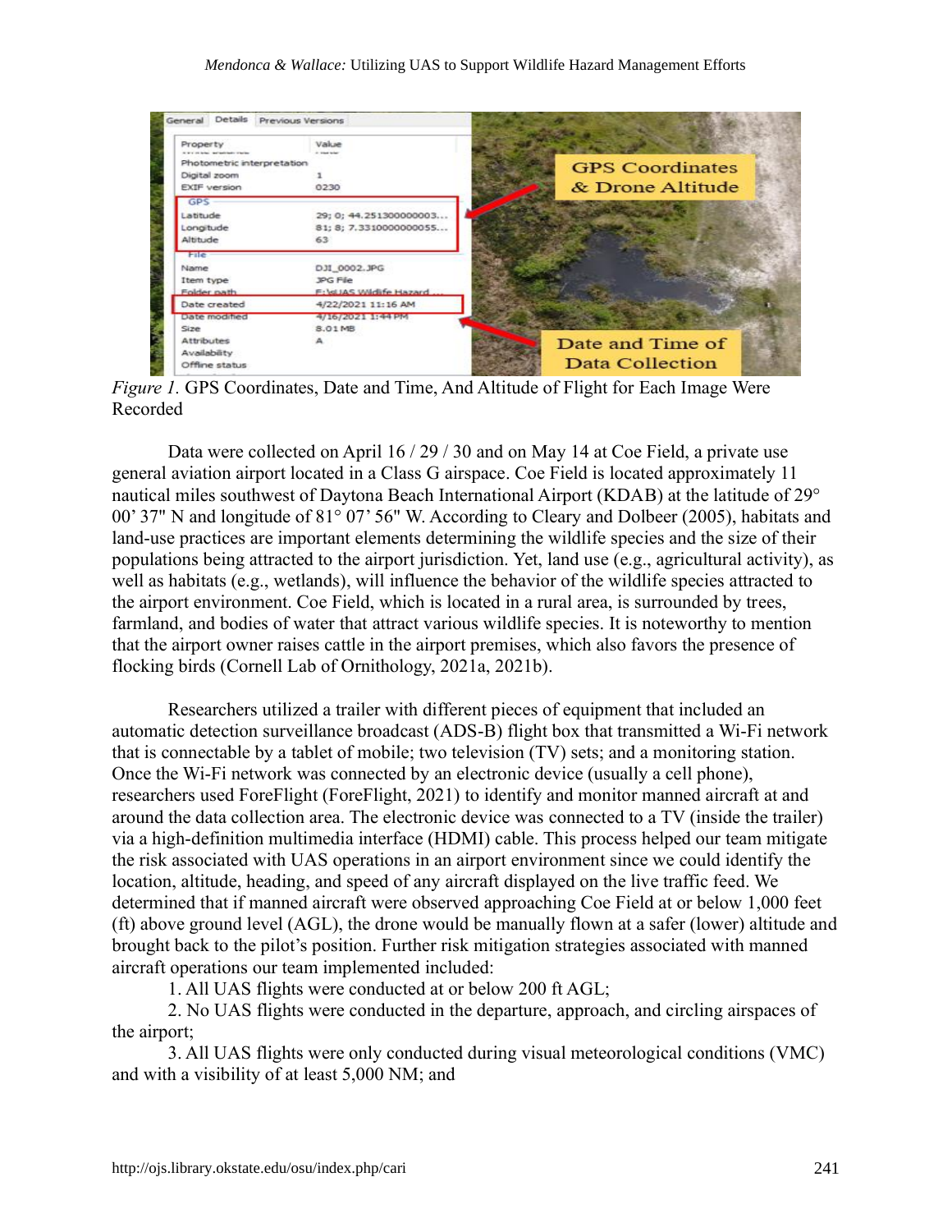*Figure 1.* GPS Coordinates, Date and Time, And Altitude of Flight for Each Image Were Recorded

Data were collected on April 16 / 29 / 30 and on May 14 at Coe Field, a private use general aviation airport located in a Class G airspace. Coe Field is located approximately 11 nautical miles southwest of Daytona Beach International Airport (KDAB) at the latitude of 29° 00' 37" N and longitude of 81° 07' 56" W. According to Cleary and Dolbeer (2005), habitats and land-use practices are important elements determining the wildlife species and the size of their populations being attracted to the airport jurisdiction. Yet, land use (e.g., agricultural activity), as well as habitats (e.g., wetlands), will influence the behavior of the wildlife species attracted to the airport environment. Coe Field, which is located in a rural area, is surrounded by trees, farmland, and bodies of water that attract various wildlife species. It is noteworthy to mention that the airport owner raises cattle in the airport premises, which also favors the presence of flocking birds (Cornell Lab of Ornithology, 2021a, 2021b).

Researchers utilized a trailer with different pieces of equipment that included an automatic detection surveillance broadcast (ADS-B) flight box that transmitted a Wi-Fi network that is connectable by a tablet of mobile; two television (TV) sets; and a monitoring station. Once the Wi-Fi network was connected by an electronic device (usually a cell phone), researchers used ForeFlight (ForeFlight, 2021) to identify and monitor manned aircraft at and around the data collection area. The electronic device was connected to a TV (inside the trailer) via a high-definition multimedia interface (HDMI) cable. This process helped our team mitigate the risk associated with UAS operations in an airport environment since we could identify the location, altitude, heading, and speed of any aircraft displayed on the live traffic feed. We determined that if manned aircraft were observed approaching Coe Field at or below 1,000 feet (ft) above ground level (AGL), the drone would be manually flown at a safer (lower) altitude and brought back to the pilot's position. Further risk mitigation strategies associated with manned aircraft operations our team implemented included:

1. All UAS flights were conducted at or below 200 ft AGL;
2. No UAS flights were conducted in the departure, approach, and circling airspaces of the airport;
3. All UAS flights were only conducted during visual meteorological conditions (VMC) and with a visibility of at least 5,000 NM; and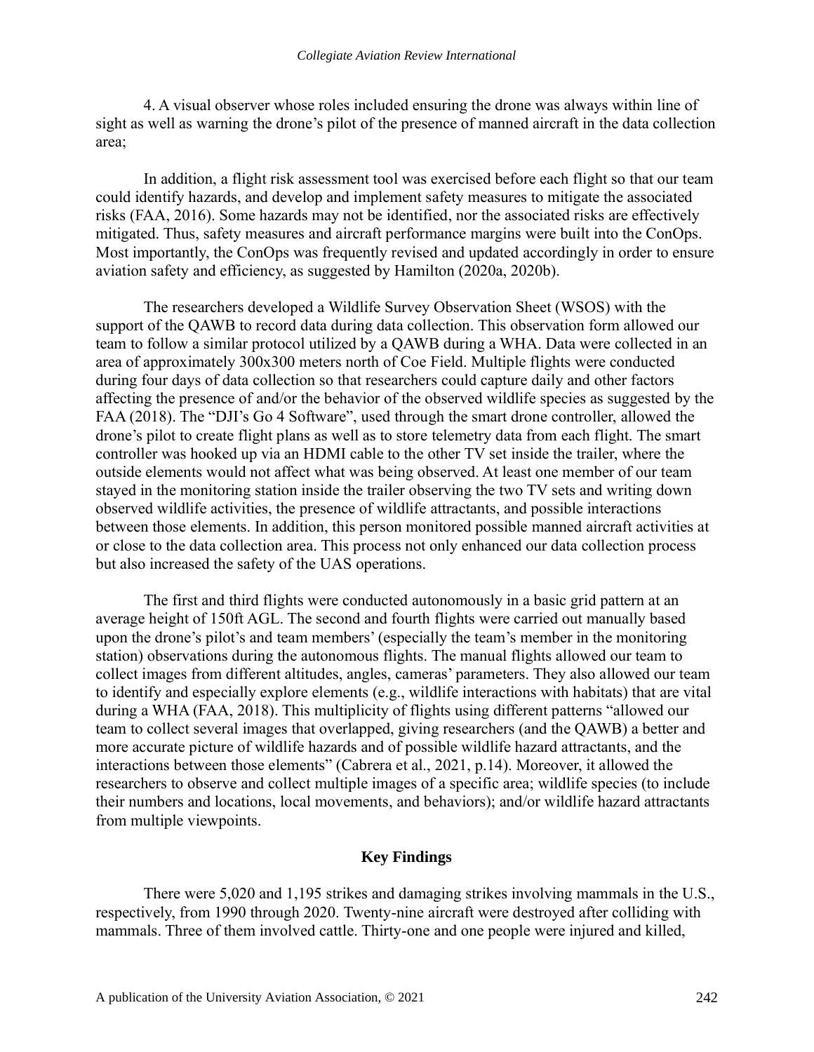4. A visual observer whose roles included ensuring the drone was always within line of sight as well as warning the drone's pilot of the presence of manned aircraft in the data collection area;

In addition, a flight risk assessment tool was exercised before each flight so that our team could identify hazards, and develop and implement safety measures to mitigate the associated risks (FAA, 2016). Some hazards may not be identified, nor the associated risks are effectively mitigated. Thus, safety measures and aircraft performance margins were built into the ConOps. Most importantly, the ConOps was frequently revised and updated accordingly in order to ensure aviation safety and efficiency, as suggested by Hamilton (2020a, 2020b).

The researchers developed a Wildlife Survey Observation Sheet (WSOS) with the support of the QAWB to record data during data collection. This observation form allowed our team to follow a similar protocol utilized by a QAWB during a WHA. Data were collected in an area of approximately 300x300 meters north of Coe Field. Multiple flights were conducted during four days of data collection so that researchers could capture daily and other factors affecting the presence of and/or the behavior of the observed wildlife species as suggested by the FAA (2018). The "DJI's Go 4 Software", used through the smart drone controller, allowed the drone's pilot to create flight plans as well as to store telemetry data from each flight. The smart controller was hooked up via an HDMI cable to the other TV set inside the trailer, where the outside elements would not affect what was being observed. At least one member of our team stayed in the monitoring station inside the trailer observing the two TV sets and writing down observed wildlife activities, the presence of wildlife attractants, and possible interactions between those elements. In addition, this person monitored possible manned aircraft activities at or close to the data collection area. This process not only enhanced our data collection process but also increased the safety of the UAS operations.

The first and third flights were conducted autonomously in a basic grid pattern at an average height of 150ft AGL. The second and fourth flights were carried out manually based upon the drone's pilot's and team members' (especially the team's member in the monitoring station) observations during the autonomous flights. The manual flights allowed our team to collect images from different altitudes, angles, cameras' parameters. They also allowed our team to identify and especially explore elements (e.g., wildlife interactions with habitats) that are vital during a WHA (FAA, 2018). This multiplicity of flights using different patterns "allowed our team to collect several images that overlapped, giving researchers (and the QAWB) a better and more accurate picture of wildlife hazards and of possible wildlife hazard attractants, and the interactions between those elements" (Cabrera et al., 2021, p.14). Moreover, it allowed the researchers to observe and collect multiple images of a specific area; wildlife species (to include their numbers and locations, local movements, and behaviors); and/or wildlife hazard attractants from multiple viewpoints.

## Key Findings

There were 5,020 and 1,195 strikes and damaging strikes involving mammals in the U.S., respectively, from 1990 through 2020. Twenty-nine aircraft were destroyed after colliding with mammals. Three of them involved cattle. Thirty-one and one people were injured and killed,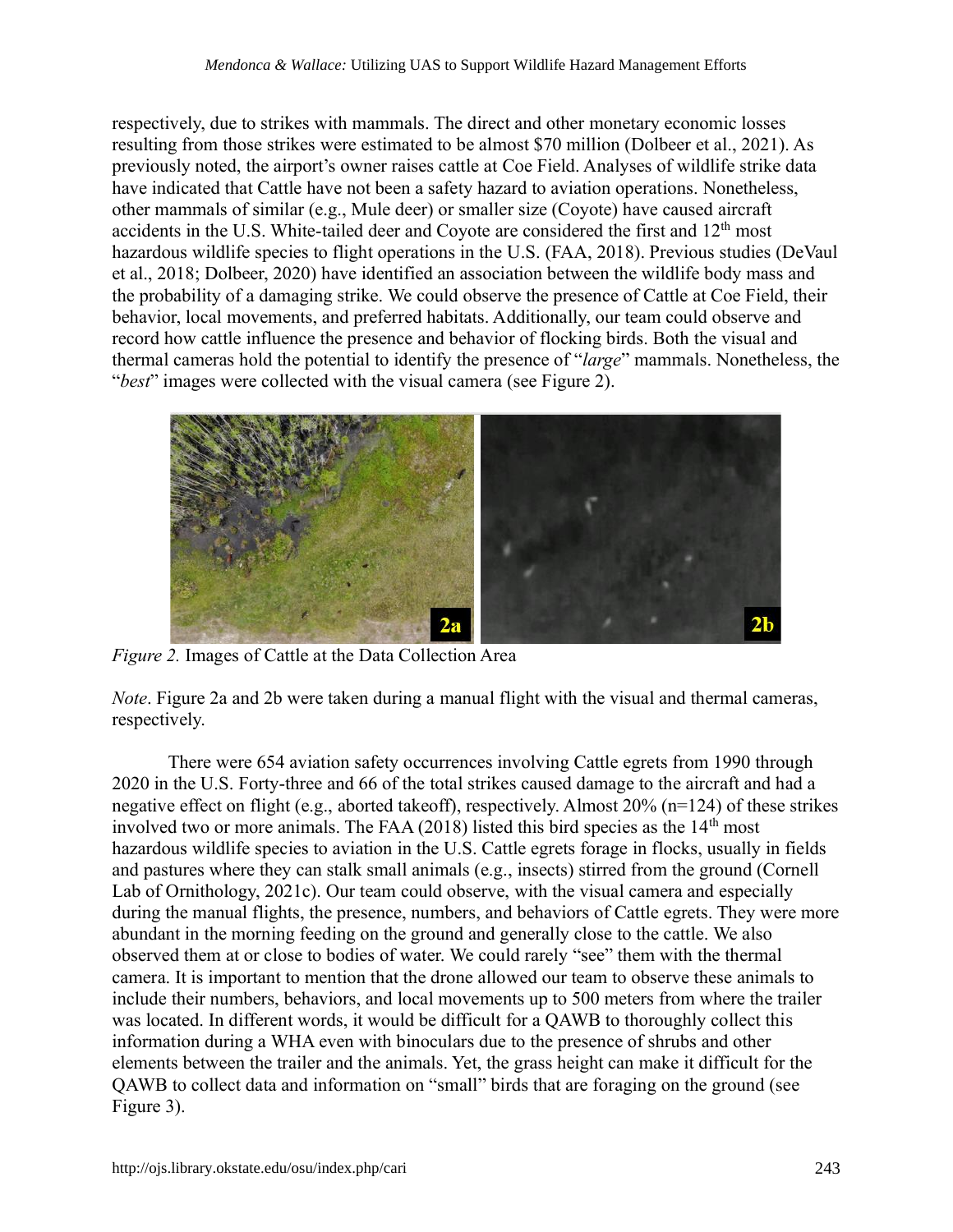respectively, due to strikes with mammals. The direct and other monetary economic losses resulting from those strikes were estimated to be almost $70 million (Dolbeer et al., 2021). As previously noted, the airport's owner raises cattle at Coe Field. Analyses of wildlife strike data have indicated that Cattle have not been a safety hazard to aviation operations. Nonetheless, other mammals of similar (e.g., Mule deer) or smaller size (Coyote) have caused aircraft accidents in the U.S. White-tailed deer and Coyote are considered the first and 12th most hazardous wildlife species to flight operations in the U.S. (FAA, 2018). Previous studies (DeVaul et al., 2018; Dolbeer, 2020) have identified an association between the wildlife body mass and the probability of a damaging strike. We could observe the presence of Cattle at Coe Field, their behavior, local movements, and preferred habitats. Additionally, our team could observe and record how cattle influence the presence and behavior of flocking birds. Both the visual and thermal cameras hold the potential to identify the presence of "*large*" mammals. Nonetheless, the "*best*" images were collected with the visual camera (see Figure 2).

*Figure 2.* Images of Cattle at the Data Collection Area

*Note*. Figure 2a and 2b were taken during a manual flight with the visual and thermal cameras, respectively.

There were 654 aviation safety occurrences involving Cattle egrets from 1990 through 2020 in the U.S. Forty-three and 66 of the total strikes caused damage to the aircraft and had a negative effect on flight (e.g., aborted takeoff), respectively. Almost 20% (n=124) of these strikes involved two or more animals. The FAA (2018) listed this bird species as the 14th most hazardous wildlife species to aviation in the U.S. Cattle egrets forage in flocks, usually in fields and pastures where they can stalk small animals (e.g., insects) stirred from the ground (Cornell Lab of Ornithology, 2021c). Our team could observe, with the visual camera and especially during the manual flights, the presence, numbers, and behaviors of Cattle egrets. They were more abundant in the morning feeding on the ground and generally close to the cattle. We also observed them at or close to bodies of water. We could rarely "see" them with the thermal camera. It is important to mention that the drone allowed our team to observe these animals to include their numbers, behaviors, and local movements up to 500 meters from where the trailer was located. In different words, it would be difficult for a QAWB to thoroughly collect this information during a WHA even with binoculars due to the presence of shrubs and other elements between the trailer and the animals. Yet, the grass height can make it difficult for the QAWB to collect data and information on "small" birds that are foraging on the ground (see Figure 3).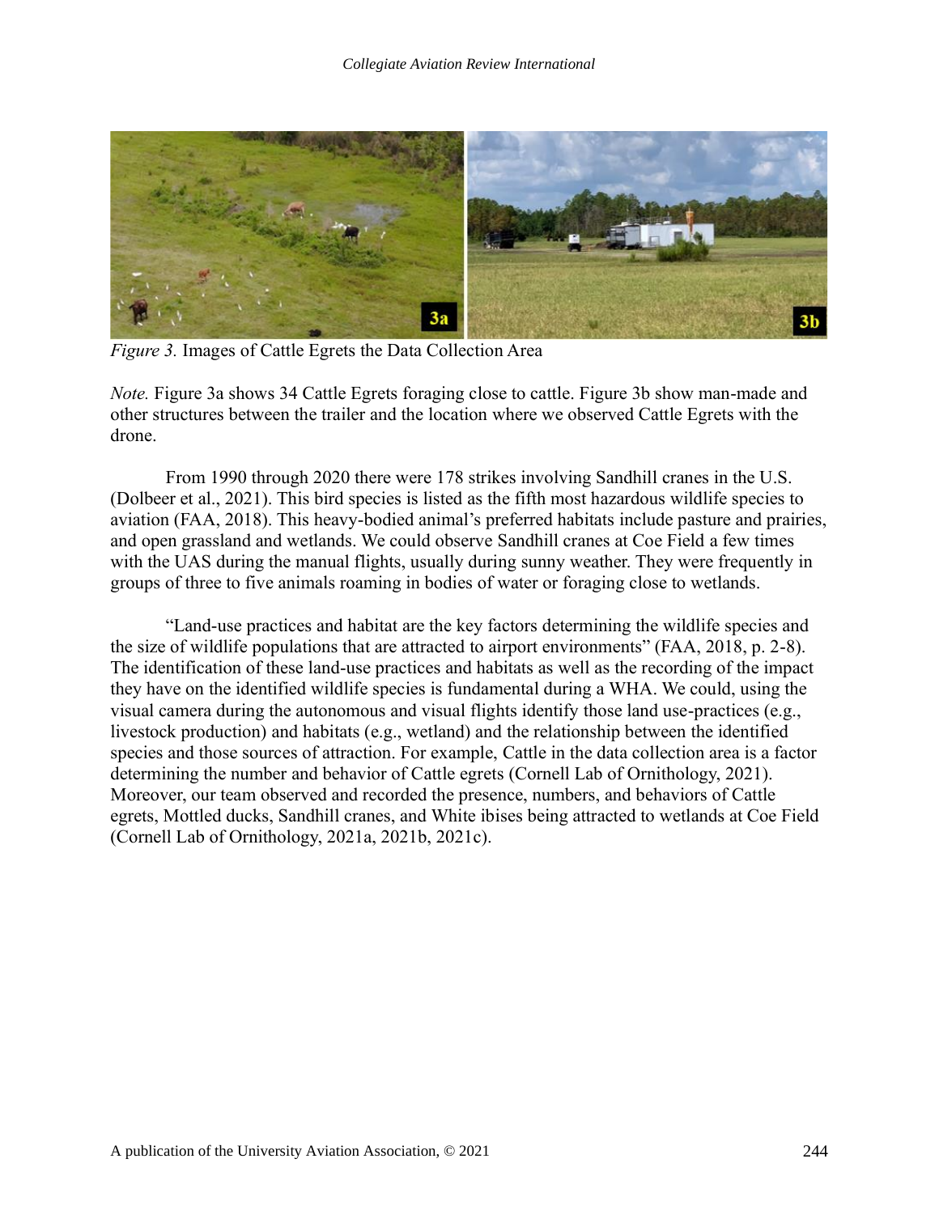*Figure 3.* Images of Cattle Egrets the Data Collection Area

*Note.* Figure 3a shows 34 Cattle Egrets foraging close to cattle. Figure 3b show man-made and other structures between the trailer and the location where we observed Cattle Egrets with the drone.

From 1990 through 2020 there were 178 strikes involving Sandhill cranes in the U.S. (Dolbeer et al., 2021). This bird species is listed as the fifth most hazardous wildlife species to aviation (FAA, 2018). This heavy-bodied animal's preferred habitats include pasture and prairies, and open grassland and wetlands. We could observe Sandhill cranes at Coe Field a few times with the UAS during the manual flights, usually during sunny weather. They were frequently in groups of three to five animals roaming in bodies of water or foraging close to wetlands.

"Land-use practices and habitat are the key factors determining the wildlife species and the size of wildlife populations that are attracted to airport environments" (FAA, 2018, p. 2-8). The identification of these land-use practices and habitats as well as the recording of the impact they have on the identified wildlife species is fundamental during a WHA. We could, using the visual camera during the autonomous and visual flights identify those land use-practices (e.g., livestock production) and habitats (e.g., wetland) and the relationship between the identified species and those sources of attraction. For example, Cattle in the data collection area is a factor determining the number and behavior of Cattle egrets (Cornell Lab of Ornithology, 2021). Moreover, our team observed and recorded the presence, numbers, and behaviors of Cattle egrets, Mottled ducks, Sandhill cranes, and White ibises being attracted to wetlands at Coe Field (Cornell Lab of Ornithology, 2021a, 2021b, 2021c).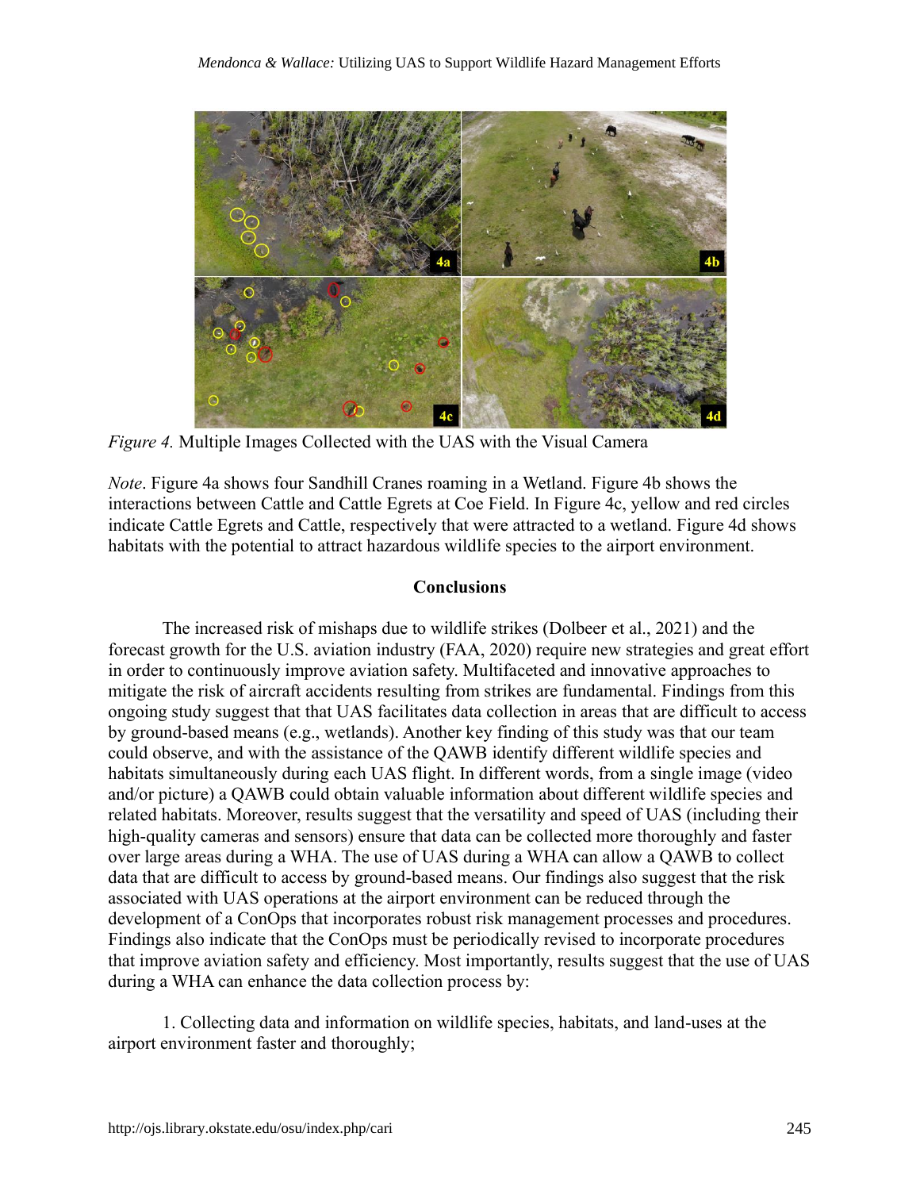*Figure 4.* Multiple Images Collected with the UAS with the Visual Camera

*Note*. Figure 4a shows four Sandhill Cranes roaming in a Wetland. Figure 4b shows the interactions between Cattle and Cattle Egrets at Coe Field. In Figure 4c, yellow and red circles indicate Cattle Egrets and Cattle, respectively that were attracted to a wetland. Figure 4d shows habitats with the potential to attract hazardous wildlife species to the airport environment.

## Conclusions

The increased risk of mishaps due to wildlife strikes (Dolbeer et al., 2021) and the forecast growth for the U.S. aviation industry (FAA, 2020) require new strategies and great effort in order to continuously improve aviation safety. Multifaceted and innovative approaches to mitigate the risk of aircraft accidents resulting from strikes are fundamental. Findings from this ongoing study suggest that that UAS facilitates data collection in areas that are difficult to access by ground-based means (e.g., wetlands). Another key finding of this study was that our team could observe, and with the assistance of the QAWB identify different wildlife species and habitats simultaneously during each UAS flight. In different words, from a single image (video and/or picture) a QAWB could obtain valuable information about different wildlife species and related habitats. Moreover, results suggest that the versatility and speed of UAS (including their high-quality cameras and sensors) ensure that data can be collected more thoroughly and faster over large areas during a WHA. The use of UAS during a WHA can allow a QAWB to collect data that are difficult to access by ground-based means. Our findings also suggest that the risk associated with UAS operations at the airport environment can be reduced through the development of a ConOps that incorporates robust risk management processes and procedures. Findings also indicate that the ConOps must be periodically revised to incorporate procedures that improve aviation safety and efficiency. Most importantly, results suggest that the use of UAS during a WHA can enhance the data collection process by:

1. Collecting data and information on wildlife species, habitats, and land-uses at the airport environment faster and thoroughly;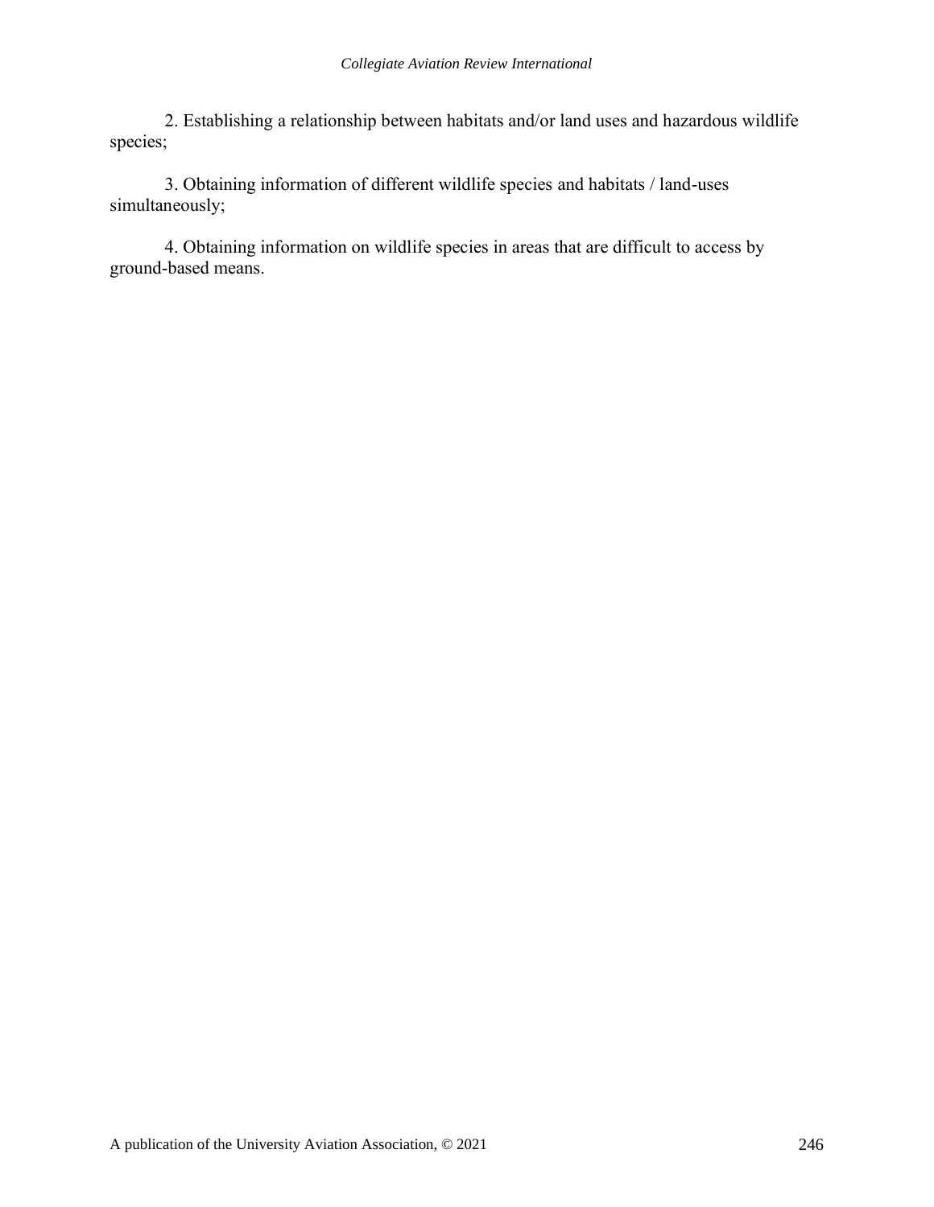2. Establishing a relationship between habitats and/or land uses and hazardous wildlife species;

3. Obtaining information of different wildlife species and habitats / land-uses simultaneously;

4. Obtaining information on wildlife species in areas that are difficult to access by ground-based means.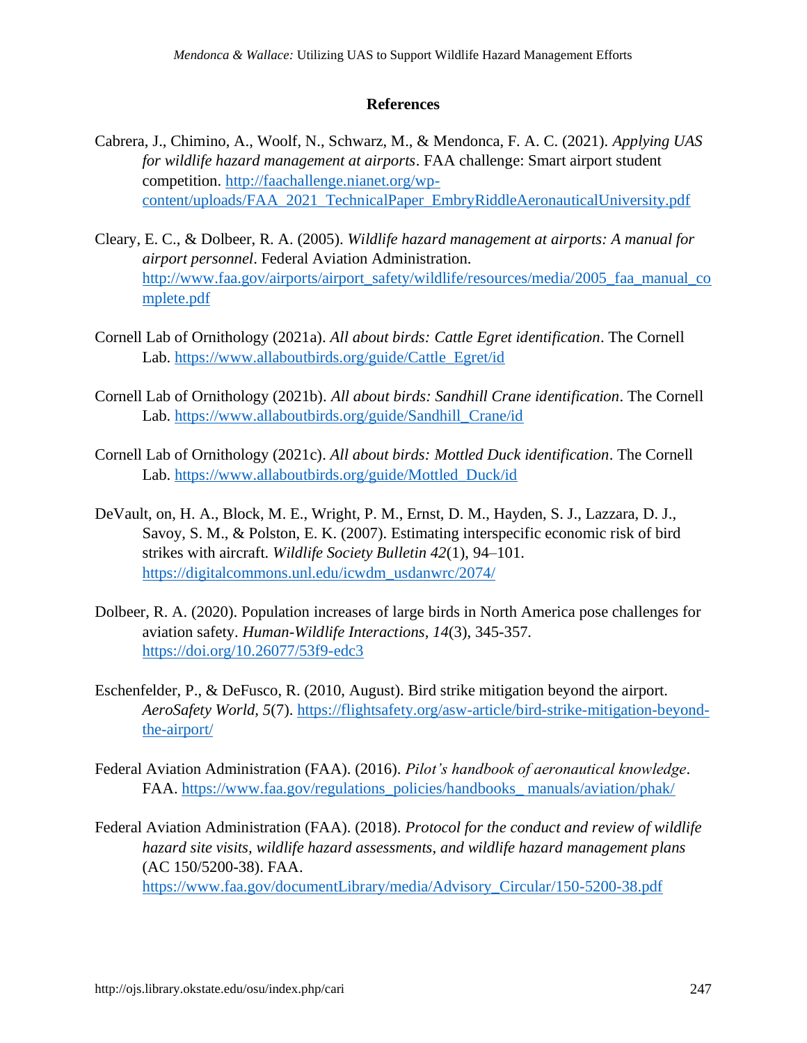## References

Cabrera, J., Chimino, A., Woolf, N., Schwarz, M., & Mendonca, F. A. C. (2021). *Applying UAS for wildlife hazard management at airports*. FAA challenge: Smart airport student competition. http://faachallenge.nianet.org/wp-content/uploads/FAA_2021_TechnicalPaper_EmbryRiddleAeronauticalUniversity.pdf

Cleary, E. C., & Dolbeer, R. A. (2005). *Wildlife hazard management at airports: A manual for airport personnel*. Federal Aviation Administration. http://www.faa.gov/airports/airport_safety/wildlife/resources/media/2005_faa_manual_complete.pdf

Cornell Lab of Ornithology (2021a). *All about birds: Cattle Egret identification*. The Cornell Lab. https://www.allaboutbirds.org/guide/Cattle_Egret/id

Cornell Lab of Ornithology (2021b). *All about birds: Sandhill Crane identification*. The Cornell Lab. https://www.allaboutbirds.org/guide/Sandhill_Crane/id

Cornell Lab of Ornithology (2021c). *All about birds: Mottled Duck identification*. The Cornell Lab. https://www.allaboutbirds.org/guide/Mottled_Duck/id

DeVault, on, H. A., Block, M. E., Wright, P. M., Ernst, D. M., Hayden, S. J., Lazzara, D. J., Savoy, S. M., & Polston, E. K. (2007). Estimating interspecific economic risk of bird strikes with aircraft. *Wildlife Society Bulletin 42*(1), 94–101. https://digitalcommons.unl.edu/icwdm_usdanwrc/2074/

Dolbeer, R. A. (2020). Population increases of large birds in North America pose challenges for aviation safety. *Human-Wildlife Interactions*, *14*(3), 345-357. https://doi.org/10.26077/53f9-edc3

Eschenfelder, P., & DeFusco, R. (2010, August). Bird strike mitigation beyond the airport. *AeroSafety World, 5*(7). https://flightsafety.org/asw-article/bird-strike-mitigation-beyond-the-airport/

Federal Aviation Administration (FAA). (2016). *Pilot's handbook of aeronautical knowledge*. FAA. https://www.faa.gov/regulations_policies/handbooks_ manuals/aviation/phak/

Federal Aviation Administration (FAA). (2018). *Protocol for the conduct and review of wildlife hazard site visits, wildlife hazard assessments, and wildlife hazard management plans* (AC 150/5200-38). FAA. https://www.faa.gov/documentLibrary/media/Advisory_Circular/150-5200-38.pdf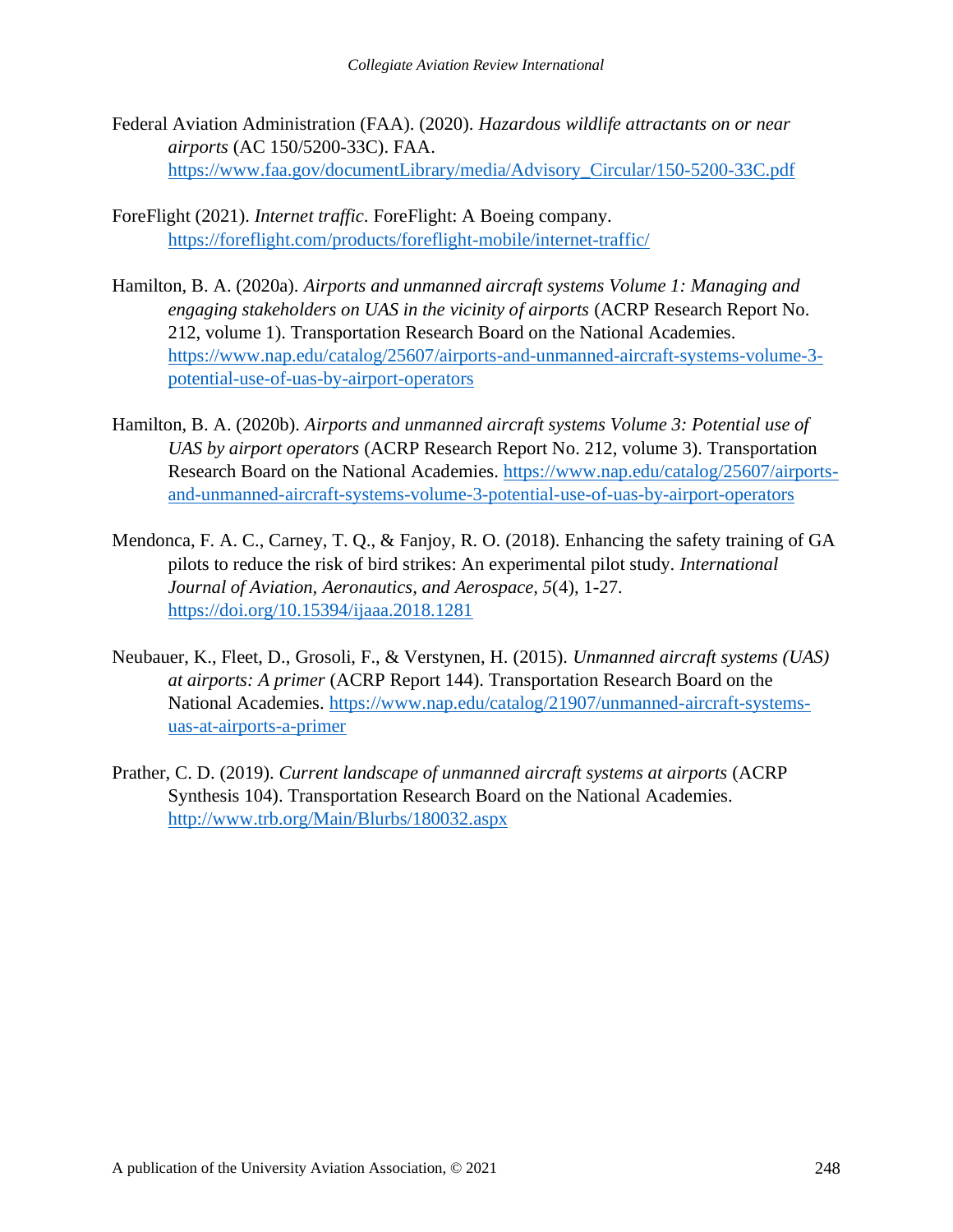Federal Aviation Administration (FAA). (2020). *Hazardous wildlife attractants on or near airports* (AC 150/5200-33C). FAA. https://www.faa.gov/documentLibrary/media/Advisory_Circular/150-5200-33C.pdf

ForeFlight (2021). *Internet traffic*. ForeFlight: A Boeing company. https://foreflight.com/products/foreflight-mobile/internet-traffic/

Hamilton, B. A. (2020a). *Airports and unmanned aircraft systems Volume 1: Managing and engaging stakeholders on UAS in the vicinity of airports* (ACRP Research Report No. 212, volume 1). Transportation Research Board on the National Academies. https://www.nap.edu/catalog/25607/airports-and-unmanned-aircraft-systems-volume-3-potential-use-of-uas-by-airport-operators

Hamilton, B. A. (2020b). *Airports and unmanned aircraft systems Volume 3: Potential use of UAS by airport operators* (ACRP Research Report No. 212, volume 3). Transportation Research Board on the National Academies. https://www.nap.edu/catalog/25607/airports-and-unmanned-aircraft-systems-volume-3-potential-use-of-uas-by-airport-operators

Mendonca, F. A. C., Carney, T. Q., & Fanjoy, R. O. (2018). Enhancing the safety training of GA pilots to reduce the risk of bird strikes: An experimental pilot study. *International Journal of Aviation, Aeronautics, and Aerospace, 5*(4), 1-27. https://doi.org/10.15394/ijaaa.2018.1281

Neubauer, K., Fleet, D., Grosoli, F., & Verstynen, H. (2015). *Unmanned aircraft systems (UAS) at airports: A primer* (ACRP Report 144). Transportation Research Board on the National Academies. https://www.nap.edu/catalog/21907/unmanned-aircraft-systems-uas-at-airports-a-primer

Prather, C. D. (2019). *Current landscape of unmanned aircraft systems at airports* (ACRP Synthesis 104). Transportation Research Board on the National Academies. http://www.trb.org/Main/Blurbs/180032.aspx